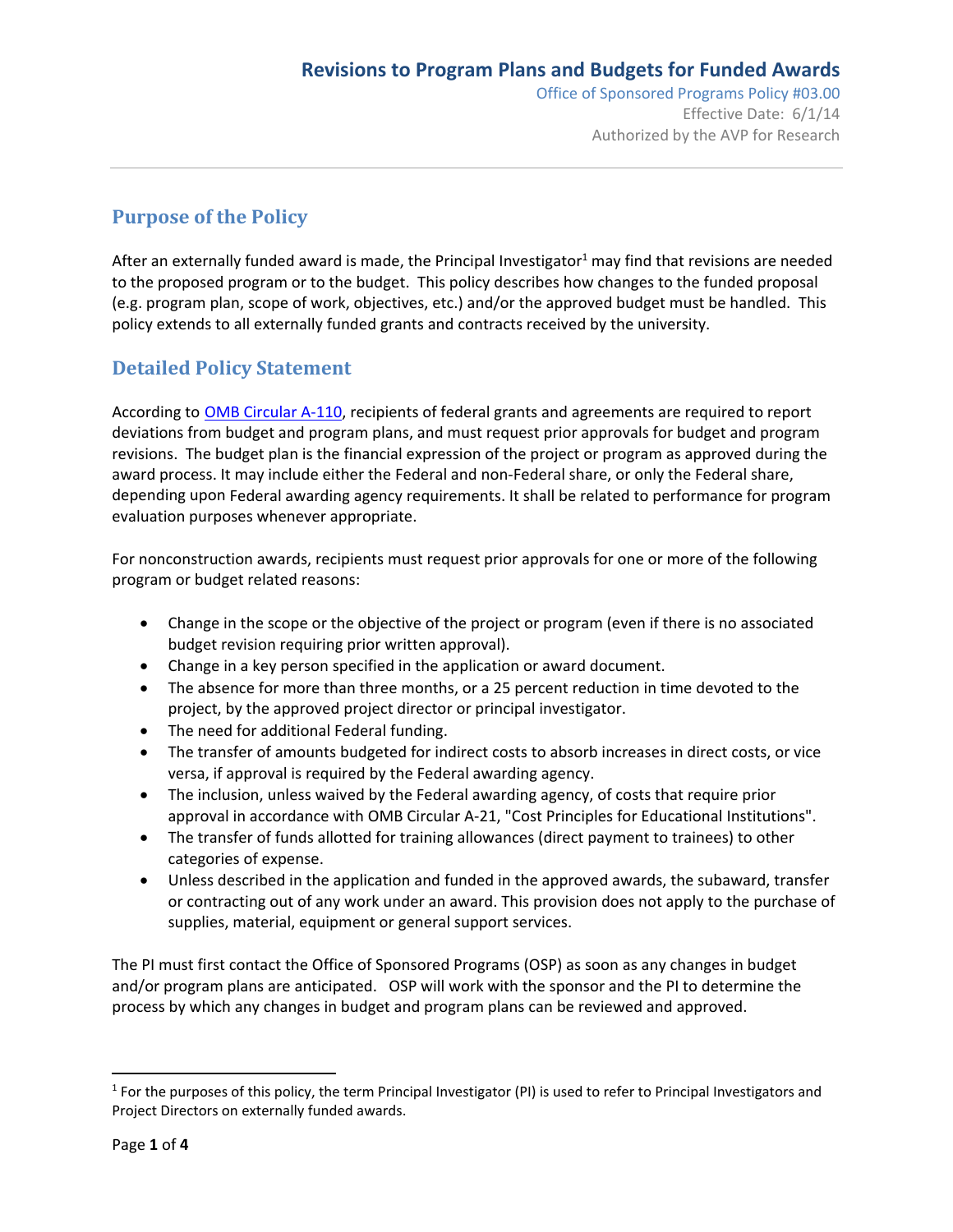# Revisions to Program Plans and Budgets for Funded Awards

Office of Sponsored Programs Policy #03.00
Effective Date: 6/1/14
Authorized by the AVP for Research

## Purpose of the Policy

After an externally funded award is made, the Principal Investigator[1] may find that revisions are needed to the proposed program or to the budget. This policy describes how changes to the funded proposal (e.g. program plan, scope of work, objectives, etc.) and/or the approved budget must be handled. This policy extends to all externally funded grants and contracts received by the university.

## Detailed Policy Statement

According to OMB Circular A-110, recipients of federal grants and agreements are required to report deviations from budget and program plans, and must request prior approvals for budget and program revisions. The budget plan is the financial expression of the project or program as approved during the award process. It may include either the Federal and non-Federal share, or only the Federal share, depending upon Federal awarding agency requirements. It shall be related to performance for program evaluation purposes whenever appropriate.

For nonconstruction awards, recipients must request prior approvals for one or more of the following program or budget related reasons:

- Change in the scope or the objective of the project or program (even if there is no associated budget revision requiring prior written approval).
- Change in a key person specified in the application or award document.
- The absence for more than three months, or a 25 percent reduction in time devoted to the project, by the approved project director or principal investigator.
- The need for additional Federal funding.
- The transfer of amounts budgeted for indirect costs to absorb increases in direct costs, or vice versa, if approval is required by the Federal awarding agency.
- The inclusion, unless waived by the Federal awarding agency, of costs that require prior approval in accordance with OMB Circular A-21, "Cost Principles for Educational Institutions".
- The transfer of funds allotted for training allowances (direct payment to trainees) to other categories of expense.
- Unless described in the application and funded in the approved awards, the subaward, transfer or contracting out of any work under an award. This provision does not apply to the purchase of supplies, material, equipment or general support services.

The PI must first contact the Office of Sponsored Programs (OSP) as soon as any changes in budget and/or program plans are anticipated. OSP will work with the sponsor and the PI to determine the process by which any changes in budget and program plans can be reviewed and approved.

---

[1] For the purposes of this policy, the term Principal Investigator (PI) is used to refer to Principal Investigators and Project Directors on externally funded awards.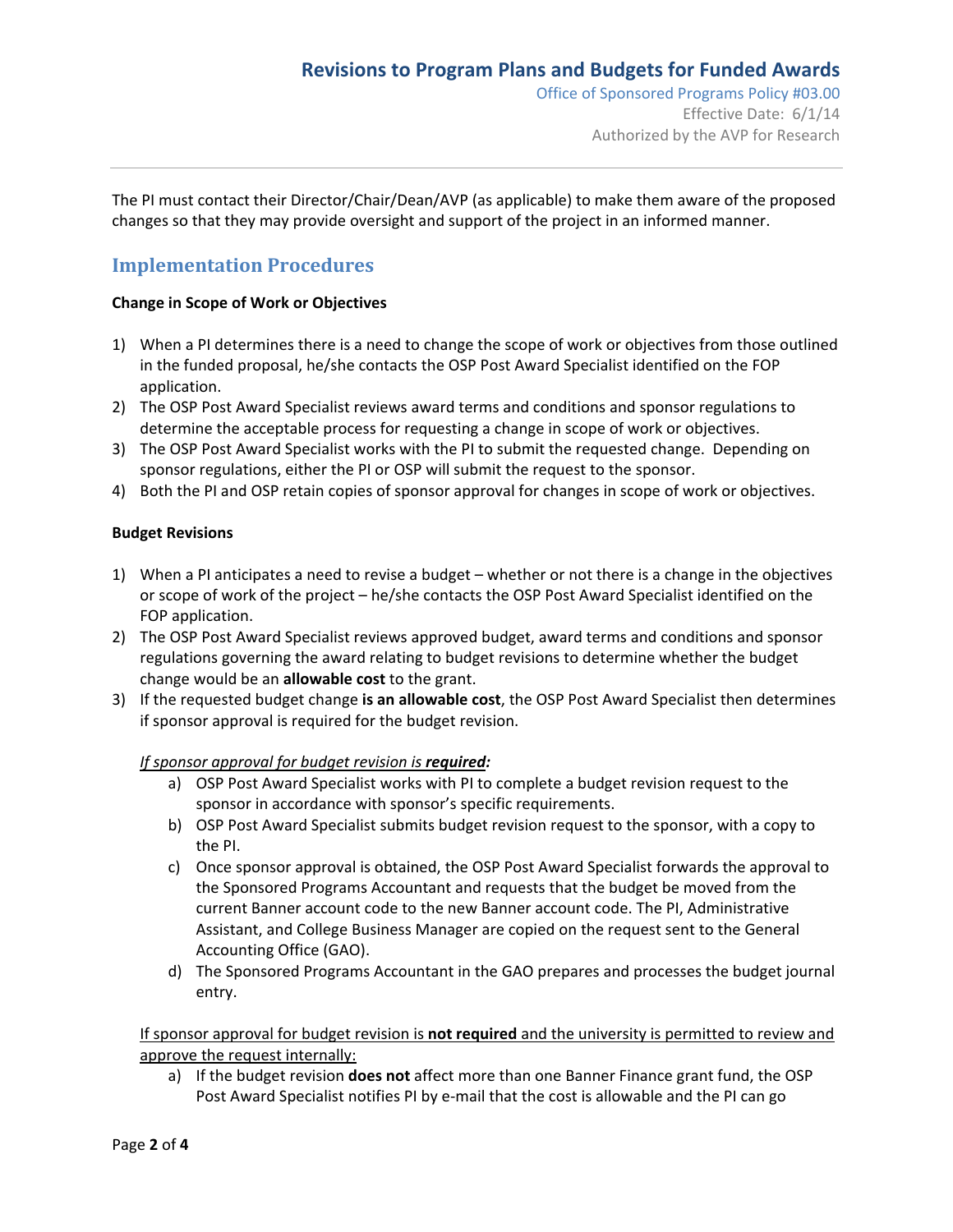The PI must contact their Director/Chair/Dean/AVP (as applicable) to make them aware of the proposed changes so that they may provide oversight and support of the project in an informed manner.

## Implementation Procedures

**Change in Scope of Work or Objectives**

1) When a PI determines there is a need to change the scope of work or objectives from those outlined in the funded proposal, he/she contacts the OSP Post Award Specialist identified on the FOP application.
2) The OSP Post Award Specialist reviews award terms and conditions and sponsor regulations to determine the acceptable process for requesting a change in scope of work or objectives.
3) The OSP Post Award Specialist works with the PI to submit the requested change. Depending on sponsor regulations, either the PI or OSP will submit the request to the sponsor.
4) Both the PI and OSP retain copies of sponsor approval for changes in scope of work or objectives.

**Budget Revisions**

1) When a PI anticipates a need to revise a budget – whether or not there is a change in the objectives or scope of work of the project – he/she contacts the OSP Post Award Specialist identified on the FOP application.
2) The OSP Post Award Specialist reviews approved budget, award terms and conditions and sponsor regulations governing the award relating to budget revisions to determine whether the budget change would be an **allowable cost** to the grant.
3) If the requested budget change **is an allowable cost**, the OSP Post Award Specialist then determines if sponsor approval is required for the budget revision.

   *If sponsor approval for budget revision is **required**:*

   a) OSP Post Award Specialist works with PI to complete a budget revision request to the sponsor in accordance with sponsor's specific requirements.
   b) OSP Post Award Specialist submits budget revision request to the sponsor, with a copy to the PI.
   c) Once sponsor approval is obtained, the OSP Post Award Specialist forwards the approval to the Sponsored Programs Accountant and requests that the budget be moved from the current Banner account code to the new Banner account code. The PI, Administrative Assistant, and College Business Manager are copied on the request sent to the General Accounting Office (GAO).
   d) The Sponsored Programs Accountant in the GAO prepares and processes the budget journal entry.

   If sponsor approval for budget revision is **not required** and the university is permitted to review and approve the request internally:

   a) If the budget revision **does not** affect more than one Banner Finance grant fund, the OSP Post Award Specialist notifies PI by e-mail that the cost is allowable and the PI can go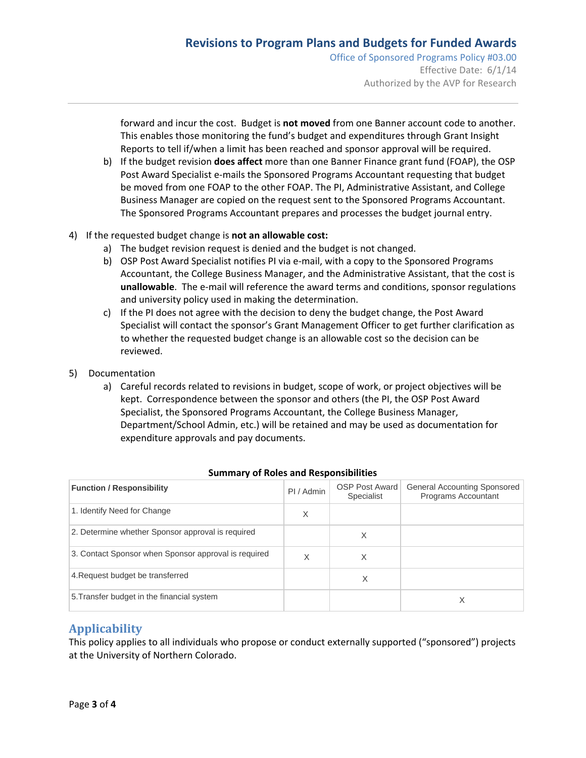forward and incur the cost. Budget is **not moved** from one Banner account code to another. This enables those monitoring the fund's budget and expenditures through Grant Insight Reports to tell if/when a limit has been reached and sponsor approval will be required.

b) If the budget revision **does affect** more than one Banner Finance grant fund (FOAP), the OSP Post Award Specialist e-mails the Sponsored Programs Accountant requesting that budget be moved from one FOAP to the other FOAP. The PI, Administrative Assistant, and College Business Manager are copied on the request sent to the Sponsored Programs Accountant. The Sponsored Programs Accountant prepares and processes the budget journal entry.

4) If the requested budget change is **not an allowable cost:**
   a) The budget revision request is denied and the budget is not changed.
   b) OSP Post Award Specialist notifies PI via e-mail, with a copy to the Sponsored Programs Accountant, the College Business Manager, and the Administrative Assistant, that the cost is **unallowable**. The e-mail will reference the award terms and conditions, sponsor regulations and university policy used in making the determination.
   c) If the PI does not agree with the decision to deny the budget change, the Post Award Specialist will contact the sponsor's Grant Management Officer to get further clarification as to whether the requested budget change is an allowable cost so the decision can be reviewed.

5) Documentation
   a) Careful records related to revisions in budget, scope of work, or project objectives will be kept. Correspondence between the sponsor and others (the PI, the OSP Post Award Specialist, the Sponsored Programs Accountant, the College Business Manager, Department/School Admin, etc.) will be retained and may be used as documentation for expenditure approvals and pay documents.

**Summary of Roles and Responsibilities**

| Function / Responsibility | PI / Admin | OSP Post Award Specialist | General Accounting Sponsored Programs Accountant |
|---|---|---|---|
| 1. Identify Need for Change | X | | |
| 2. Determine whether Sponsor approval is required | | X | |
| 3. Contact Sponsor when Sponsor approval is required | X | X | |
| 4.Request budget be transferred | | X | |
| 5.Transfer budget in the financial system | | | X |

## Applicability

This policy applies to all individuals who propose or conduct externally supported ("sponsored") projects at the University of Northern Colorado.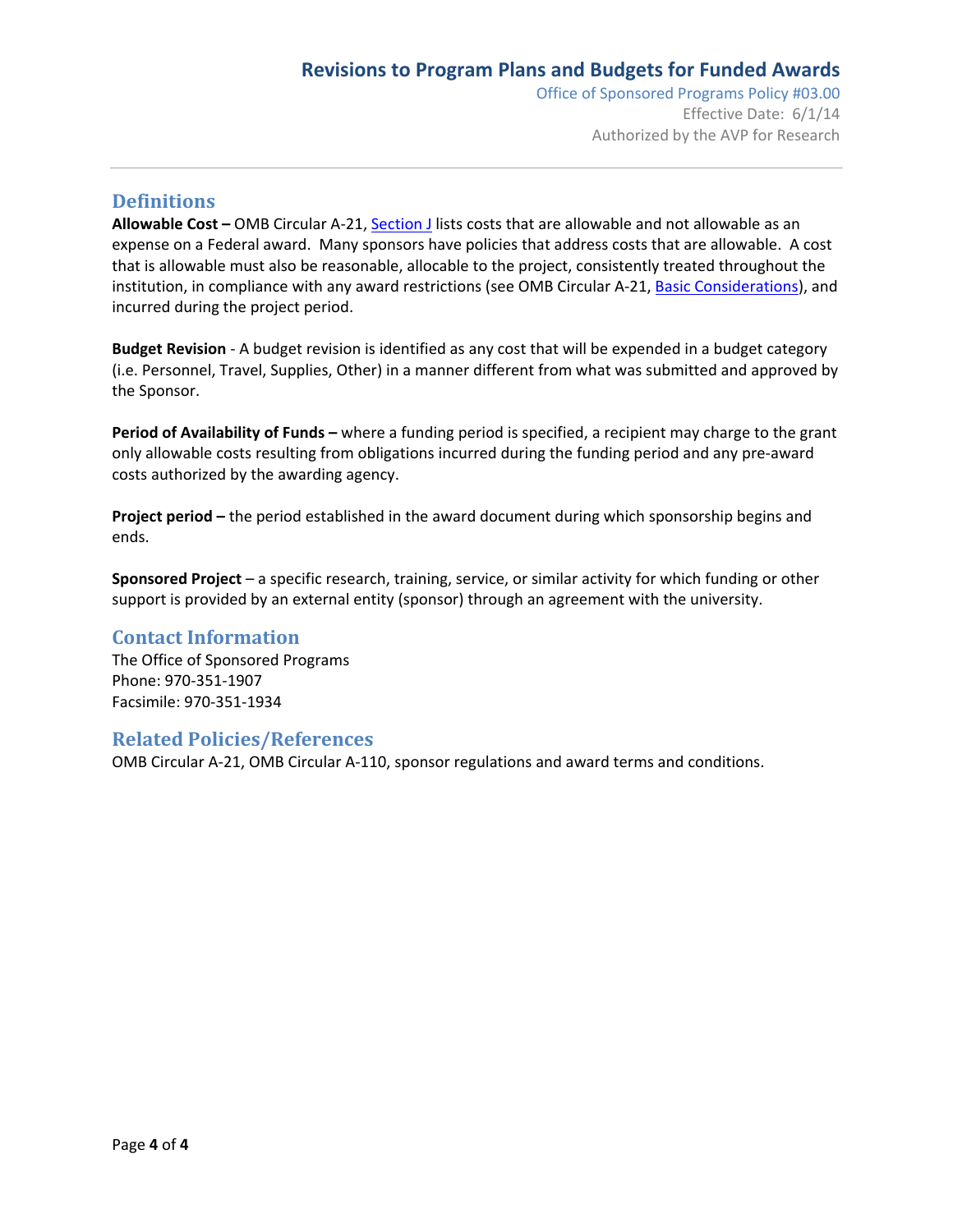## Definitions

**Allowable Cost –** OMB Circular A-21, Section J lists costs that are allowable and not allowable as an expense on a Federal award. Many sponsors have policies that address costs that are allowable. A cost that is allowable must also be reasonable, allocable to the project, consistently treated throughout the institution, in compliance with any award restrictions (see OMB Circular A-21, Basic Considerations), and incurred during the project period.

**Budget Revision** - A budget revision is identified as any cost that will be expended in a budget category (i.e. Personnel, Travel, Supplies, Other) in a manner different from what was submitted and approved by the Sponsor.

**Period of Availability of Funds –** where a funding period is specified, a recipient may charge to the grant only allowable costs resulting from obligations incurred during the funding period and any pre-award costs authorized by the awarding agency.

**Project period –** the period established in the award document during which sponsorship begins and ends.

**Sponsored Project** – a specific research, training, service, or similar activity for which funding or other support is provided by an external entity (sponsor) through an agreement with the university.

## Contact Information

The Office of Sponsored Programs
Phone: 970-351-1907
Facsimile: 970-351-1934

## Related Policies/References

OMB Circular A-21, OMB Circular A-110, sponsor regulations and award terms and conditions.